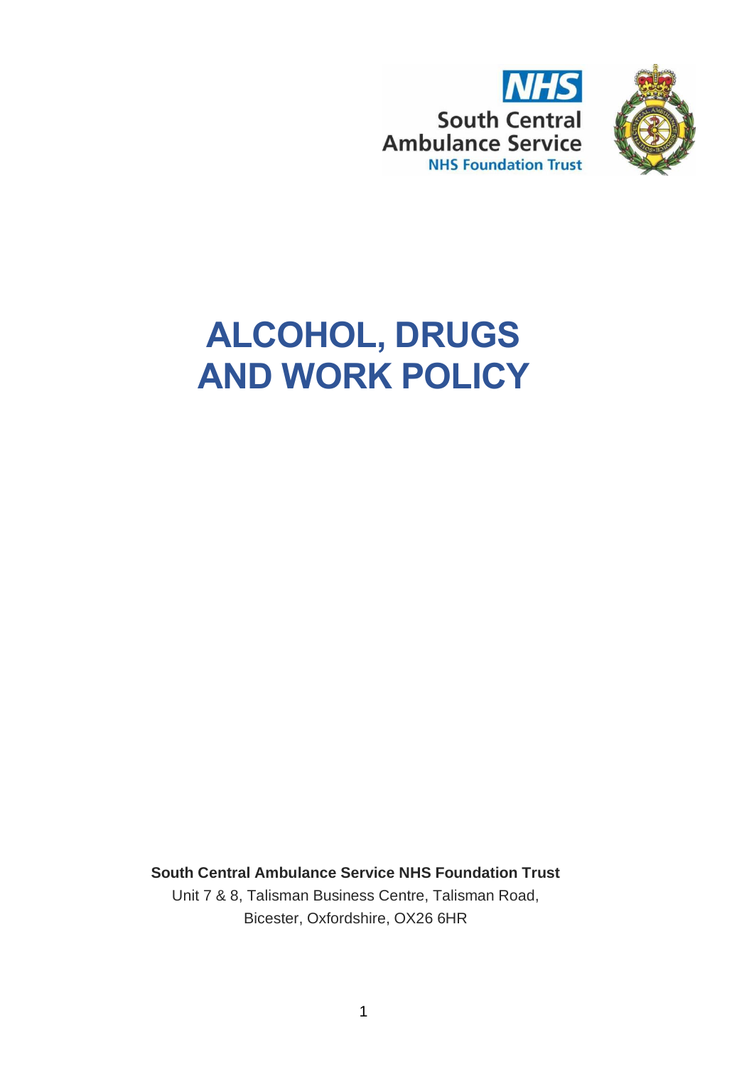NHS

South Central Ambulance Service

NHS Foundation Trust

# ALCOHOL, DRUGS AND WORK POLICY

**South Central Ambulance Service NHS Foundation Trust**

Unit 7 & 8, Talisman Business Centre, Talisman Road, Bicester, Oxfordshire, OX26 6HR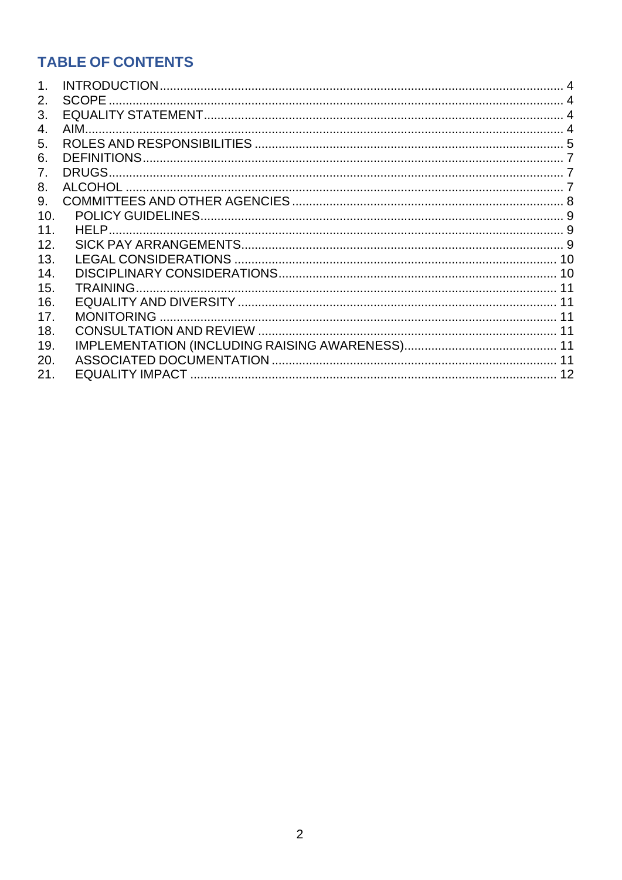## TABLE OF CONTENTS

1. INTRODUCTION ..... 4
2. SCOPE ..... 4
3. EQUALITY STATEMENT ..... 4
4. AIM ..... 4
5. ROLES AND RESPONSIBILITIES ..... 5
6. DEFINITIONS ..... 7
7. DRUGS ..... 7
8. ALCOHOL ..... 7
9. COMMITTEES AND OTHER AGENCIES ..... 8
10. POLICY GUIDELINES ..... 9
11. HELP ..... 9
12. SICK PAY ARRANGEMENTS ..... 9
13. LEGAL CONSIDERATIONS ..... 10
14. DISCIPLINARY CONSIDERATIONS ..... 10
15. TRAINING ..... 11
16. EQUALITY AND DIVERSITY ..... 11
17. MONITORING ..... 11
18. CONSULTATION AND REVIEW ..... 11
19. IMPLEMENTATION (INCLUDING RAISING AWARENESS) ..... 11
20. ASSOCIATED DOCUMENTATION ..... 11
21. EQUALITY IMPACT ..... 12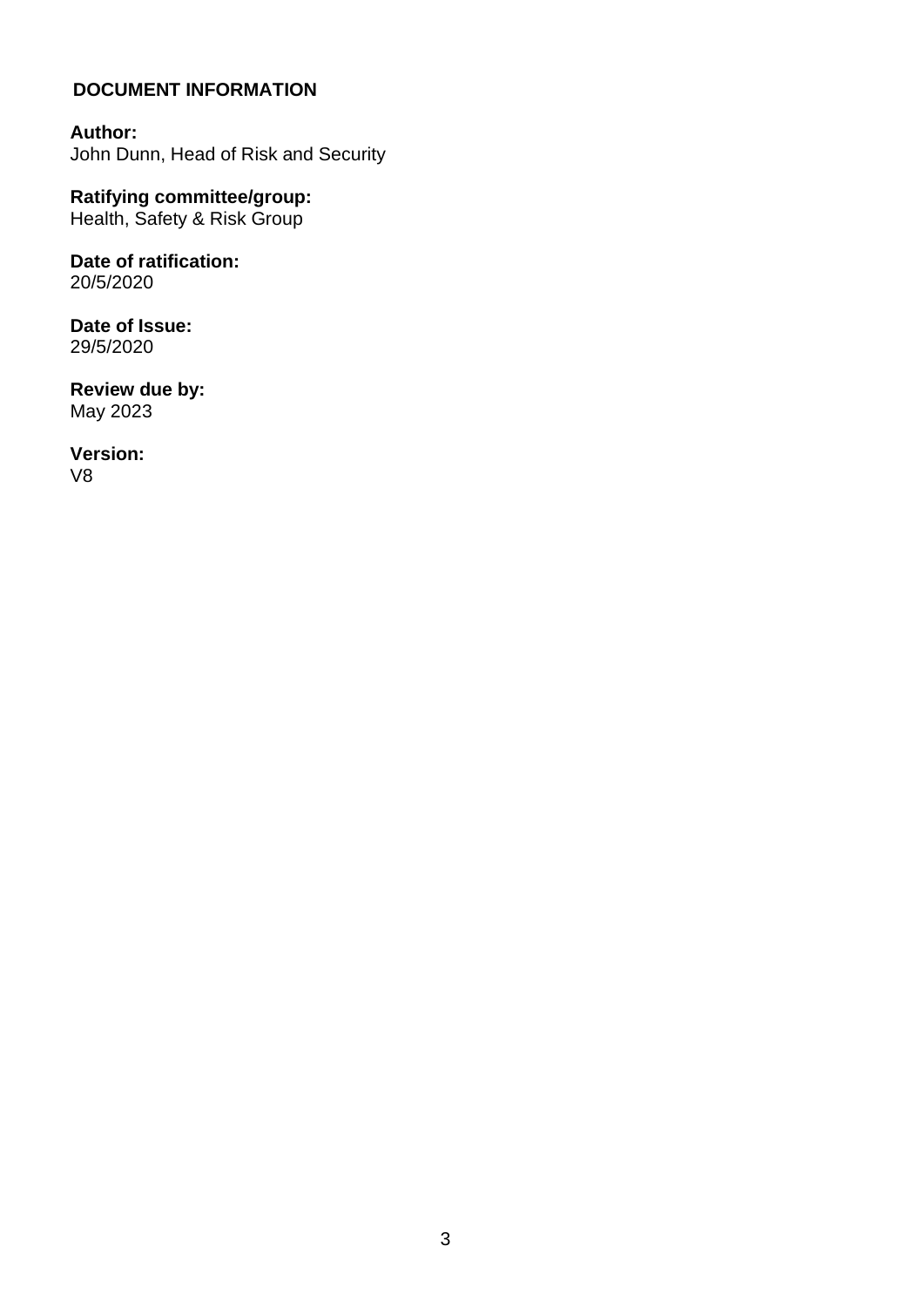## DOCUMENT INFORMATION

**Author:**
John Dunn, Head of Risk and Security

**Ratifying committee/group:**
Health, Safety & Risk Group

**Date of ratification:**
20/5/2020

**Date of Issue:**
29/5/2020

**Review due by:**
May 2023

**Version:**
V8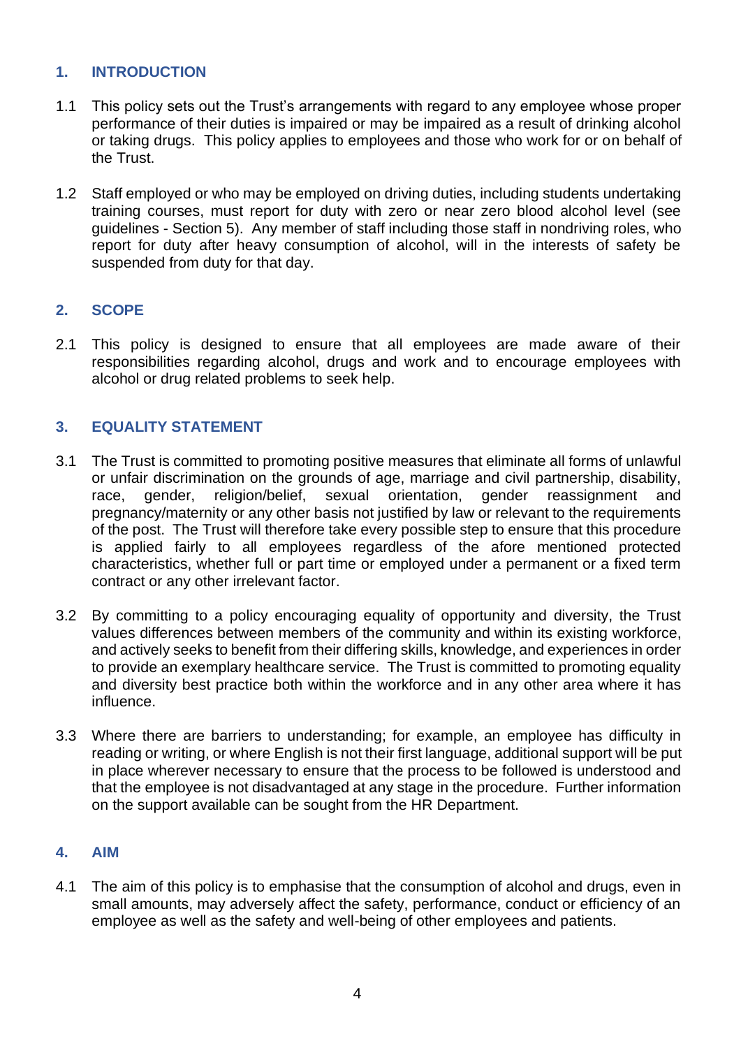## 1. INTRODUCTION

1.1 This policy sets out the Trust's arrangements with regard to any employee whose proper performance of their duties is impaired or may be impaired as a result of drinking alcohol or taking drugs. This policy applies to employees and those who work for or on behalf of the Trust.

1.2 Staff employed or who may be employed on driving duties, including students undertaking training courses, must report for duty with zero or near zero blood alcohol level (see guidelines - Section 5). Any member of staff including those staff in nondriving roles, who report for duty after heavy consumption of alcohol, will in the interests of safety be suspended from duty for that day.

## 2. SCOPE

2.1 This policy is designed to ensure that all employees are made aware of their responsibilities regarding alcohol, drugs and work and to encourage employees with alcohol or drug related problems to seek help.

## 3. EQUALITY STATEMENT

3.1 The Trust is committed to promoting positive measures that eliminate all forms of unlawful or unfair discrimination on the grounds of age, marriage and civil partnership, disability, race, gender, religion/belief, sexual orientation, gender reassignment and pregnancy/maternity or any other basis not justified by law or relevant to the requirements of the post. The Trust will therefore take every possible step to ensure that this procedure is applied fairly to all employees regardless of the afore mentioned protected characteristics, whether full or part time or employed under a permanent or a fixed term contract or any other irrelevant factor.

3.2 By committing to a policy encouraging equality of opportunity and diversity, the Trust values differences between members of the community and within its existing workforce, and actively seeks to benefit from their differing skills, knowledge, and experiences in order to provide an exemplary healthcare service. The Trust is committed to promoting equality and diversity best practice both within the workforce and in any other area where it has influence.

3.3 Where there are barriers to understanding; for example, an employee has difficulty in reading or writing, or where English is not their first language, additional support will be put in place wherever necessary to ensure that the process to be followed is understood and that the employee is not disadvantaged at any stage in the procedure. Further information on the support available can be sought from the HR Department.

## 4. AIM

4.1 The aim of this policy is to emphasise that the consumption of alcohol and drugs, even in small amounts, may adversely affect the safety, performance, conduct or efficiency of an employee as well as the safety and well-being of other employees and patients.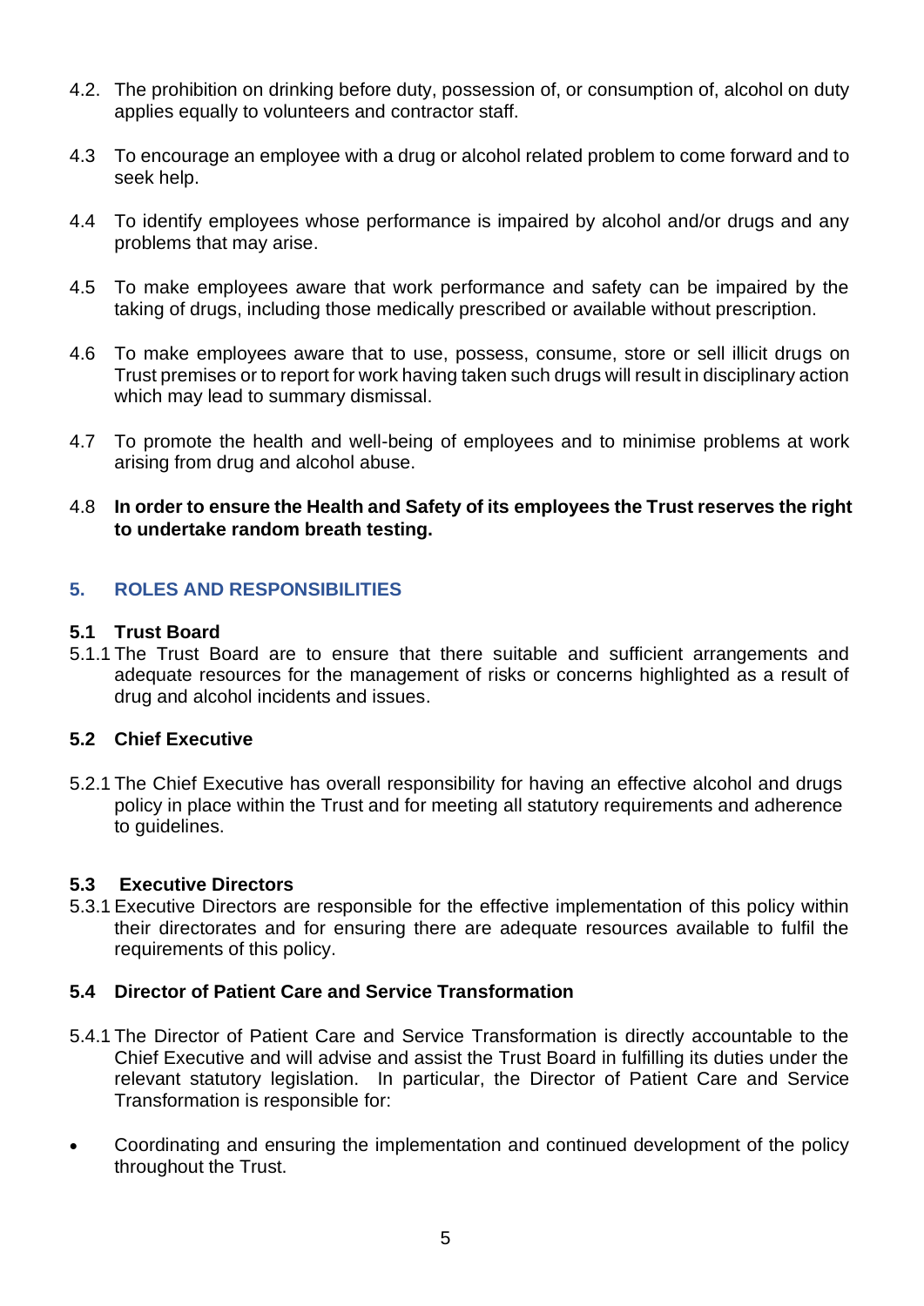4.2. The prohibition on drinking before duty, possession of, or consumption of, alcohol on duty applies equally to volunteers and contractor staff.

4.3 To encourage an employee with a drug or alcohol related problem to come forward and to seek help.

4.4 To identify employees whose performance is impaired by alcohol and/or drugs and any problems that may arise.

4.5 To make employees aware that work performance and safety can be impaired by the taking of drugs, including those medically prescribed or available without prescription.

4.6 To make employees aware that to use, possess, consume, store or sell illicit drugs on Trust premises or to report for work having taken such drugs will result in disciplinary action which may lead to summary dismissal.

4.7 To promote the health and well-being of employees and to minimise problems at work arising from drug and alcohol abuse.

4.8 **In order to ensure the Health and Safety of its employees the Trust reserves the right to undertake random breath testing.**

## 5. ROLES AND RESPONSIBILITIES

### 5.1 Trust Board

5.1.1 The Trust Board are to ensure that there suitable and sufficient arrangements and adequate resources for the management of risks or concerns highlighted as a result of drug and alcohol incidents and issues.

### 5.2 Chief Executive

5.2.1 The Chief Executive has overall responsibility for having an effective alcohol and drugs policy in place within the Trust and for meeting all statutory requirements and adherence to guidelines.

### 5.3 Executive Directors

5.3.1 Executive Directors are responsible for the effective implementation of this policy within their directorates and for ensuring there are adequate resources available to fulfil the requirements of this policy.

### 5.4 Director of Patient Care and Service Transformation

5.4.1 The Director of Patient Care and Service Transformation is directly accountable to the Chief Executive and will advise and assist the Trust Board in fulfilling its duties under the relevant statutory legislation. In particular, the Director of Patient Care and Service Transformation is responsible for:

- Coordinating and ensuring the implementation and continued development of the policy throughout the Trust.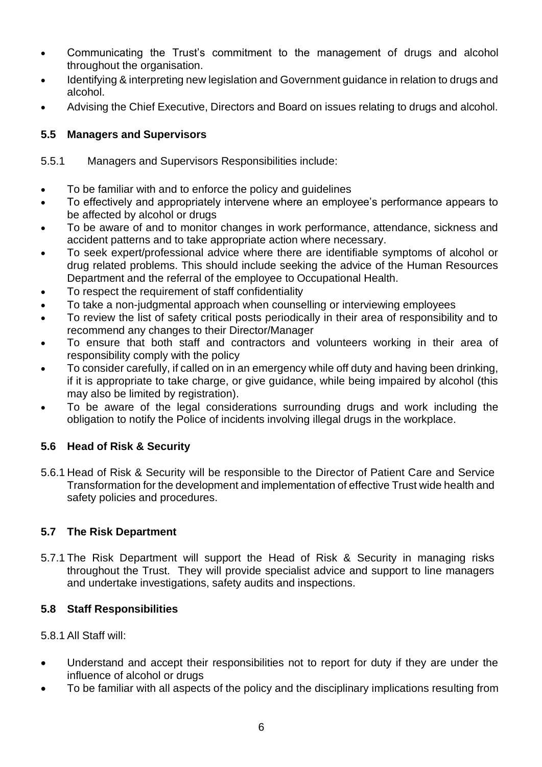- Communicating the Trust's commitment to the management of drugs and alcohol throughout the organisation.
- Identifying & interpreting new legislation and Government guidance in relation to drugs and alcohol.
- Advising the Chief Executive, Directors and Board on issues relating to drugs and alcohol.

### 5.5 Managers and Supervisors

5.5.1 Managers and Supervisors Responsibilities include:

- To be familiar with and to enforce the policy and guidelines
- To effectively and appropriately intervene where an employee's performance appears to be affected by alcohol or drugs
- To be aware of and to monitor changes in work performance, attendance, sickness and accident patterns and to take appropriate action where necessary.
- To seek expert/professional advice where there are identifiable symptoms of alcohol or drug related problems. This should include seeking the advice of the Human Resources Department and the referral of the employee to Occupational Health.
- To respect the requirement of staff confidentiality
- To take a non-judgmental approach when counselling or interviewing employees
- To review the list of safety critical posts periodically in their area of responsibility and to recommend any changes to their Director/Manager
- To ensure that both staff and contractors and volunteers working in their area of responsibility comply with the policy
- To consider carefully, if called on in an emergency while off duty and having been drinking, if it is appropriate to take charge, or give guidance, while being impaired by alcohol (this may also be limited by registration).
- To be aware of the legal considerations surrounding drugs and work including the obligation to notify the Police of incidents involving illegal drugs in the workplace.

### 5.6 Head of Risk & Security

5.6.1 Head of Risk & Security will be responsible to the Director of Patient Care and Service Transformation for the development and implementation of effective Trust wide health and safety policies and procedures.

### 5.7 The Risk Department

5.7.1 The Risk Department will support the Head of Risk & Security in managing risks throughout the Trust. They will provide specialist advice and support to line managers and undertake investigations, safety audits and inspections.

### 5.8 Staff Responsibilities

5.8.1 All Staff will:

- Understand and accept their responsibilities not to report for duty if they are under the influence of alcohol or drugs
- To be familiar with all aspects of the policy and the disciplinary implications resulting from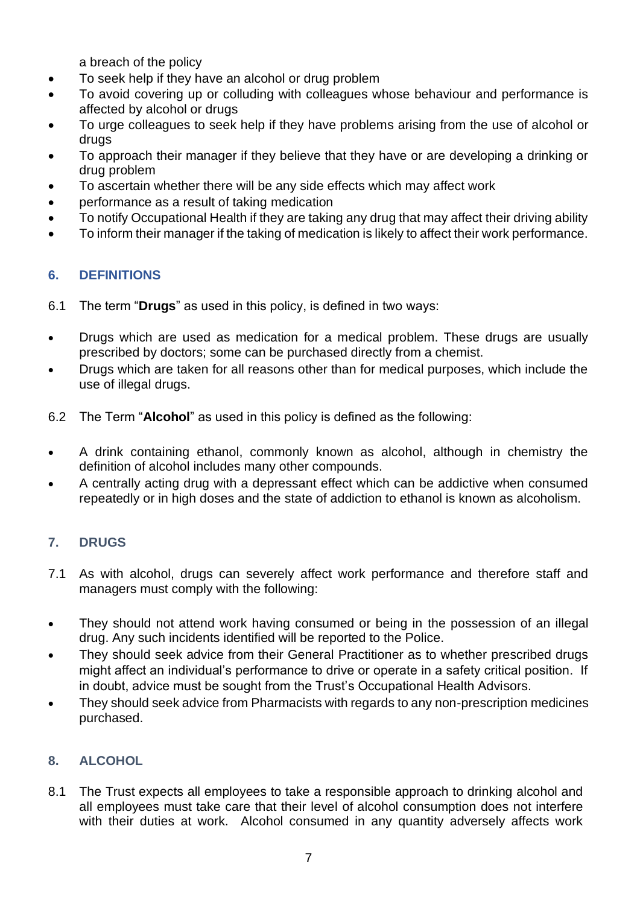a breach of the policy

- To seek help if they have an alcohol or drug problem
- To avoid covering up or colluding with colleagues whose behaviour and performance is affected by alcohol or drugs
- To urge colleagues to seek help if they have problems arising from the use of alcohol or drugs
- To approach their manager if they believe that they have or are developing a drinking or drug problem
- To ascertain whether there will be any side effects which may affect work
- performance as a result of taking medication
- To notify Occupational Health if they are taking any drug that may affect their driving ability
- To inform their manager if the taking of medication is likely to affect their work performance.

## 6. DEFINITIONS

6.1 The term "**Drugs**" as used in this policy, is defined in two ways:

- Drugs which are used as medication for a medical problem. These drugs are usually prescribed by doctors; some can be purchased directly from a chemist.
- Drugs which are taken for all reasons other than for medical purposes, which include the use of illegal drugs.

6.2 The Term "**Alcohol**" as used in this policy is defined as the following:

- A drink containing ethanol, commonly known as alcohol, although in chemistry the definition of alcohol includes many other compounds.
- A centrally acting drug with a depressant effect which can be addictive when consumed repeatedly or in high doses and the state of addiction to ethanol is known as alcoholism.

## 7. DRUGS

7.1 As with alcohol, drugs can severely affect work performance and therefore staff and managers must comply with the following:

- They should not attend work having consumed or being in the possession of an illegal drug. Any such incidents identified will be reported to the Police.
- They should seek advice from their General Practitioner as to whether prescribed drugs might affect an individual's performance to drive or operate in a safety critical position. If in doubt, advice must be sought from the Trust's Occupational Health Advisors.
- They should seek advice from Pharmacists with regards to any non-prescription medicines purchased.

## 8. ALCOHOL

8.1 The Trust expects all employees to take a responsible approach to drinking alcohol and all employees must take care that their level of alcohol consumption does not interfere with their duties at work. Alcohol consumed in any quantity adversely affects work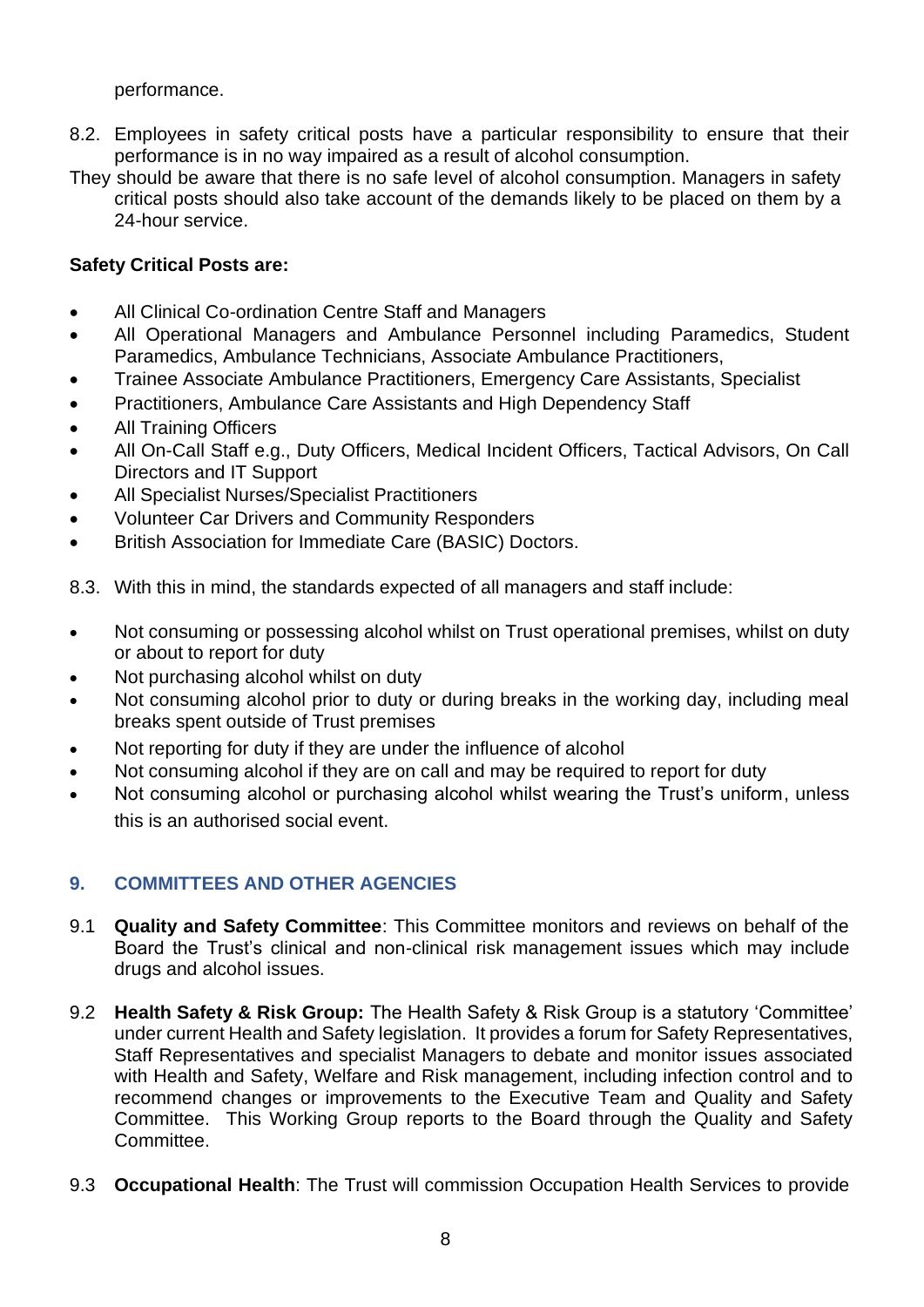performance.

8.2. Employees in safety critical posts have a particular responsibility to ensure that their performance is in no way impaired as a result of alcohol consumption.

They should be aware that there is no safe level of alcohol consumption. Managers in safety critical posts should also take account of the demands likely to be placed on them by a 24-hour service.

**Safety Critical Posts are:**

- All Clinical Co-ordination Centre Staff and Managers
- All Operational Managers and Ambulance Personnel including Paramedics, Student Paramedics, Ambulance Technicians, Associate Ambulance Practitioners,
- Trainee Associate Ambulance Practitioners, Emergency Care Assistants, Specialist
- Practitioners, Ambulance Care Assistants and High Dependency Staff
- All Training Officers
- All On-Call Staff e.g., Duty Officers, Medical Incident Officers, Tactical Advisors, On Call Directors and IT Support
- All Specialist Nurses/Specialist Practitioners
- Volunteer Car Drivers and Community Responders
- British Association for Immediate Care (BASIC) Doctors.

8.3. With this in mind, the standards expected of all managers and staff include:

- Not consuming or possessing alcohol whilst on Trust operational premises, whilst on duty or about to report for duty
- Not purchasing alcohol whilst on duty
- Not consuming alcohol prior to duty or during breaks in the working day, including meal breaks spent outside of Trust premises
- Not reporting for duty if they are under the influence of alcohol
- Not consuming alcohol if they are on call and may be required to report for duty
- Not consuming alcohol or purchasing alcohol whilst wearing the Trust's uniform, unless this is an authorised social event.

## 9. COMMITTEES AND OTHER AGENCIES

9.1 **Quality and Safety Committee**: This Committee monitors and reviews on behalf of the Board the Trust's clinical and non-clinical risk management issues which may include drugs and alcohol issues.

9.2 **Health Safety & Risk Group:** The Health Safety & Risk Group is a statutory 'Committee' under current Health and Safety legislation. It provides a forum for Safety Representatives, Staff Representatives and specialist Managers to debate and monitor issues associated with Health and Safety, Welfare and Risk management, including infection control and to recommend changes or improvements to the Executive Team and Quality and Safety Committee. This Working Group reports to the Board through the Quality and Safety Committee.

9.3 **Occupational Health**: The Trust will commission Occupation Health Services to provide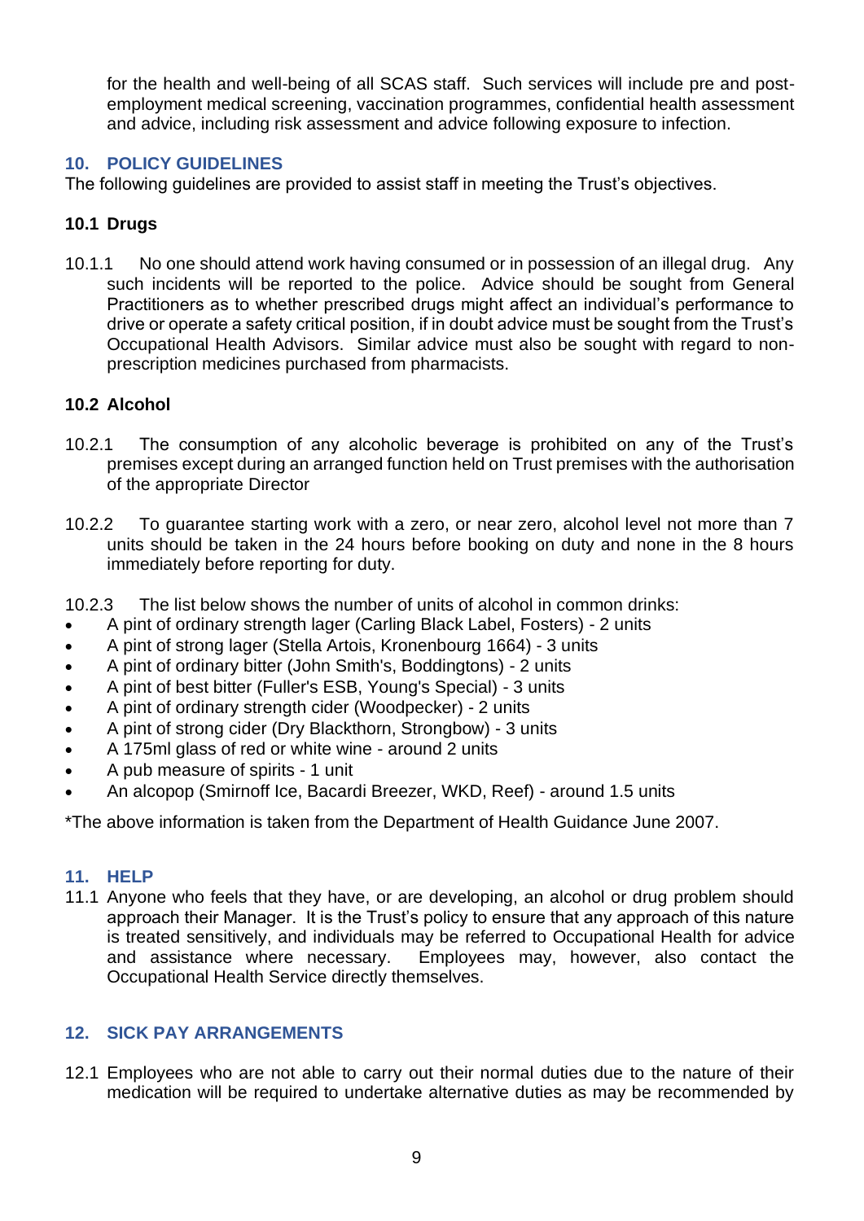for the health and well-being of all SCAS staff. Such services will include pre and post-employment medical screening, vaccination programmes, confidential health assessment and advice, including risk assessment and advice following exposure to infection.

## 10. POLICY GUIDELINES

The following guidelines are provided to assist staff in meeting the Trust's objectives.

### 10.1 Drugs

10.1.1 No one should attend work having consumed or in possession of an illegal drug. Any such incidents will be reported to the police. Advice should be sought from General Practitioners as to whether prescribed drugs might affect an individual's performance to drive or operate a safety critical position, if in doubt advice must be sought from the Trust's Occupational Health Advisors. Similar advice must also be sought with regard to non-prescription medicines purchased from pharmacists.

### 10.2 Alcohol

10.2.1 The consumption of any alcoholic beverage is prohibited on any of the Trust's premises except during an arranged function held on Trust premises with the authorisation of the appropriate Director

10.2.2 To guarantee starting work with a zero, or near zero, alcohol level not more than 7 units should be taken in the 24 hours before booking on duty and none in the 8 hours immediately before reporting for duty.

10.2.3 The list below shows the number of units of alcohol in common drinks:

- A pint of ordinary strength lager (Carling Black Label, Fosters) - 2 units
- A pint of strong lager (Stella Artois, Kronenbourg 1664) - 3 units
- A pint of ordinary bitter (John Smith's, Boddingtons) - 2 units
- A pint of best bitter (Fuller's ESB, Young's Special) - 3 units
- A pint of ordinary strength cider (Woodpecker) - 2 units
- A pint of strong cider (Dry Blackthorn, Strongbow) - 3 units
- A 175ml glass of red or white wine - around 2 units
- A pub measure of spirits - 1 unit
- An alcopop (Smirnoff Ice, Bacardi Breezer, WKD, Reef) - around 1.5 units

*The above information is taken from the Department of Health Guidance June 2007.

## 11. HELP

11.1 Anyone who feels that they have, or are developing, an alcohol or drug problem should approach their Manager. It is the Trust's policy to ensure that any approach of this nature is treated sensitively, and individuals may be referred to Occupational Health for advice and assistance where necessary. Employees may, however, also contact the Occupational Health Service directly themselves.

## 12. SICK PAY ARRANGEMENTS

12.1 Employees who are not able to carry out their normal duties due to the nature of their medication will be required to undertake alternative duties as may be recommended by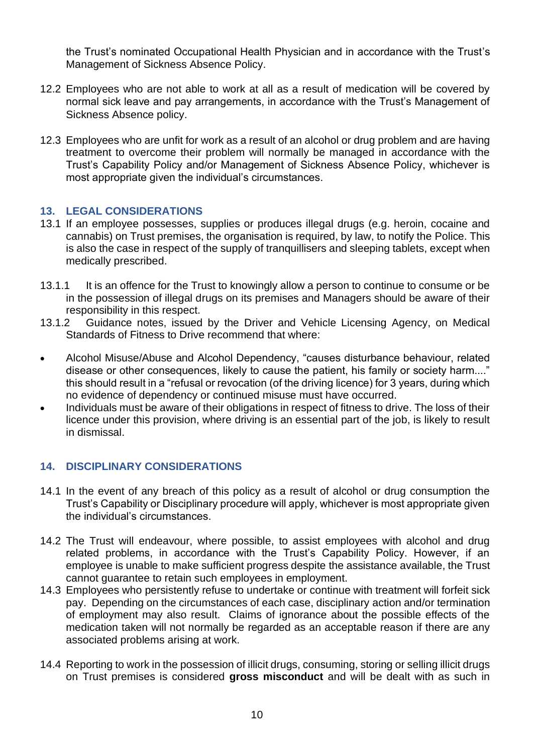the Trust's nominated Occupational Health Physician and in accordance with the Trust's Management of Sickness Absence Policy.

12.2 Employees who are not able to work at all as a result of medication will be covered by normal sick leave and pay arrangements, in accordance with the Trust's Management of Sickness Absence policy.

12.3 Employees who are unfit for work as a result of an alcohol or drug problem and are having treatment to overcome their problem will normally be managed in accordance with the Trust's Capability Policy and/or Management of Sickness Absence Policy, whichever is most appropriate given the individual's circumstances.

## 13. LEGAL CONSIDERATIONS

13.1 If an employee possesses, supplies or produces illegal drugs (e.g. heroin, cocaine and cannabis) on Trust premises, the organisation is required, by law, to notify the Police. This is also the case in respect of the supply of tranquillisers and sleeping tablets, except when medically prescribed.

13.1.1 It is an offence for the Trust to knowingly allow a person to continue to consume or be in the possession of illegal drugs on its premises and Managers should be aware of their responsibility in this respect.

13.1.2 Guidance notes, issued by the Driver and Vehicle Licensing Agency, on Medical Standards of Fitness to Drive recommend that where:

- Alcohol Misuse/Abuse and Alcohol Dependency, "causes disturbance behaviour, related disease or other consequences, likely to cause the patient, his family or society harm...." this should result in a "refusal or revocation (of the driving licence) for 3 years, during which no evidence of dependency or continued misuse must have occurred.
- Individuals must be aware of their obligations in respect of fitness to drive. The loss of their licence under this provision, where driving is an essential part of the job, is likely to result in dismissal.

## 14. DISCIPLINARY CONSIDERATIONS

14.1 In the event of any breach of this policy as a result of alcohol or drug consumption the Trust's Capability or Disciplinary procedure will apply, whichever is most appropriate given the individual's circumstances.

14.2 The Trust will endeavour, where possible, to assist employees with alcohol and drug related problems, in accordance with the Trust's Capability Policy. However, if an employee is unable to make sufficient progress despite the assistance available, the Trust cannot guarantee to retain such employees in employment.

14.3 Employees who persistently refuse to undertake or continue with treatment will forfeit sick pay. Depending on the circumstances of each case, disciplinary action and/or termination of employment may also result. Claims of ignorance about the possible effects of the medication taken will not normally be regarded as an acceptable reason if there are any associated problems arising at work.

14.4 Reporting to work in the possession of illicit drugs, consuming, storing or selling illicit drugs on Trust premises is considered **gross misconduct** and will be dealt with as such in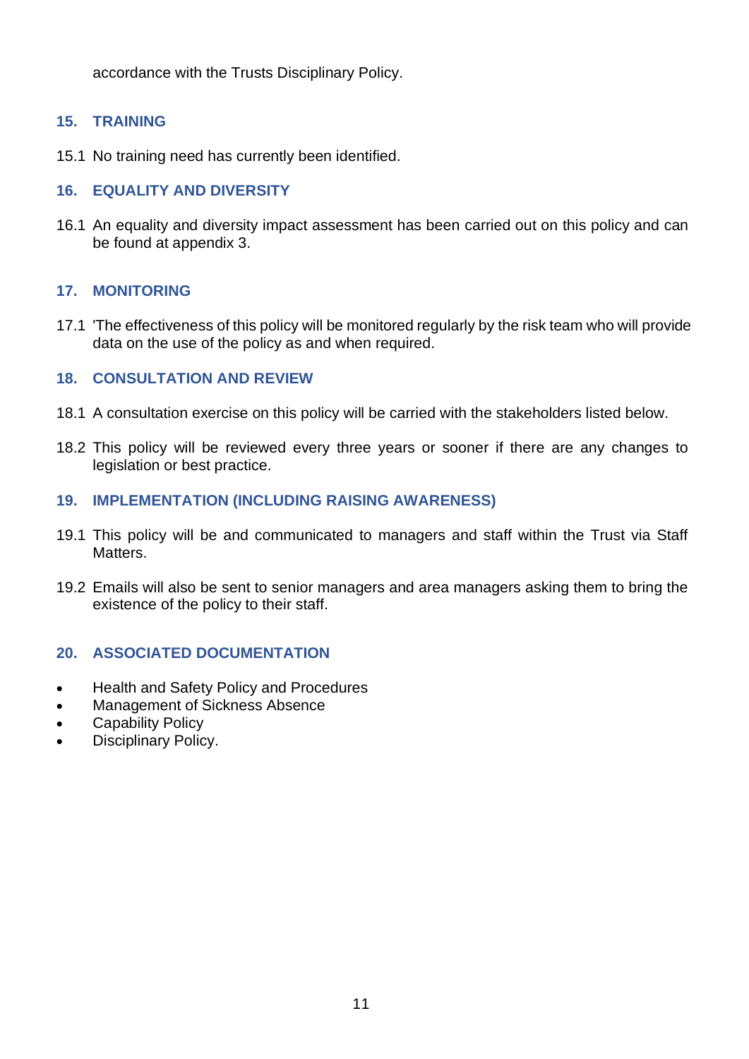accordance with the Trusts Disciplinary Policy.

## 15. TRAINING

15.1 No training need has currently been identified.

## 16. EQUALITY AND DIVERSITY

16.1 An equality and diversity impact assessment has been carried out on this policy and can be found at appendix 3.

## 17. MONITORING

17.1 'The effectiveness of this policy will be monitored regularly by the risk team who will provide data on the use of the policy as and when required.

## 18. CONSULTATION AND REVIEW

18.1 A consultation exercise on this policy will be carried with the stakeholders listed below.

18.2 This policy will be reviewed every three years or sooner if there are any changes to legislation or best practice.

## 19. IMPLEMENTATION (INCLUDING RAISING AWARENESS)

19.1 This policy will be and communicated to managers and staff within the Trust via Staff Matters.

19.2 Emails will also be sent to senior managers and area managers asking them to bring the existence of the policy to their staff.

## 20. ASSOCIATED DOCUMENTATION

- Health and Safety Policy and Procedures
- Management of Sickness Absence
- Capability Policy
- Disciplinary Policy.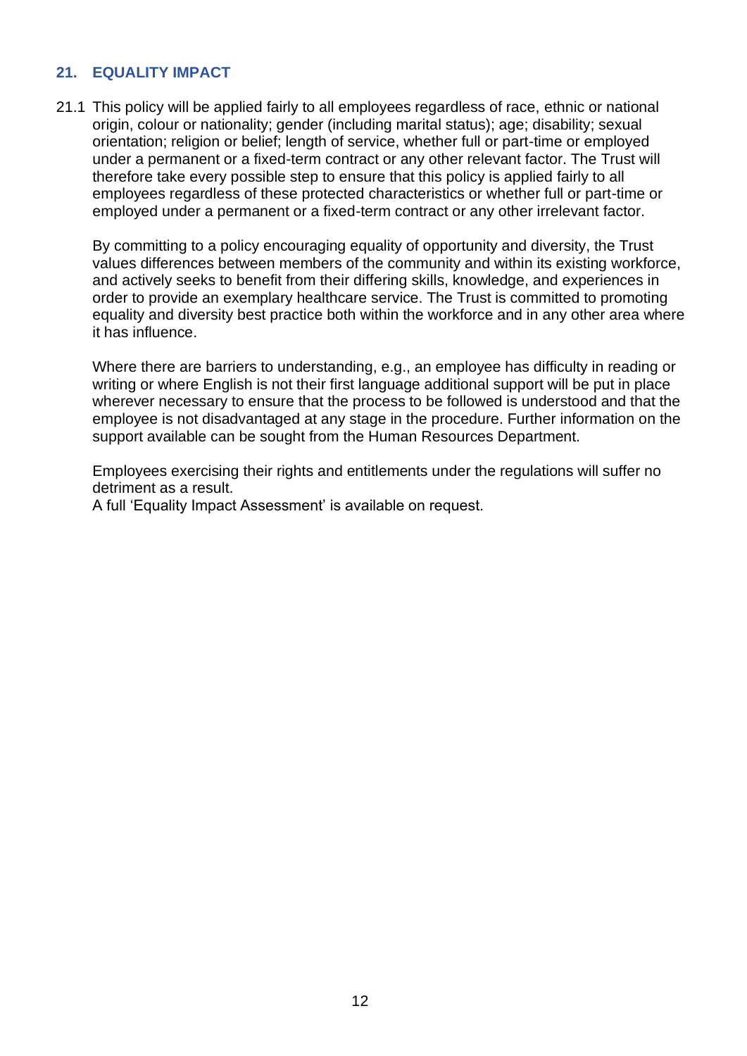## 21. EQUALITY IMPACT

21.1 This policy will be applied fairly to all employees regardless of race, ethnic or national origin, colour or nationality; gender (including marital status); age; disability; sexual orientation; religion or belief; length of service, whether full or part-time or employed under a permanent or a fixed-term contract or any other relevant factor. The Trust will therefore take every possible step to ensure that this policy is applied fairly to all employees regardless of these protected characteristics or whether full or part-time or employed under a permanent or a fixed-term contract or any other irrelevant factor.

By committing to a policy encouraging equality of opportunity and diversity, the Trust values differences between members of the community and within its existing workforce, and actively seeks to benefit from their differing skills, knowledge, and experiences in order to provide an exemplary healthcare service. The Trust is committed to promoting equality and diversity best practice both within the workforce and in any other area where it has influence.

Where there are barriers to understanding, e.g., an employee has difficulty in reading or writing or where English is not their first language additional support will be put in place wherever necessary to ensure that the process to be followed is understood and that the employee is not disadvantaged at any stage in the procedure. Further information on the support available can be sought from the Human Resources Department.

Employees exercising their rights and entitlements under the regulations will suffer no detriment as a result.
A full 'Equality Impact Assessment' is available on request.